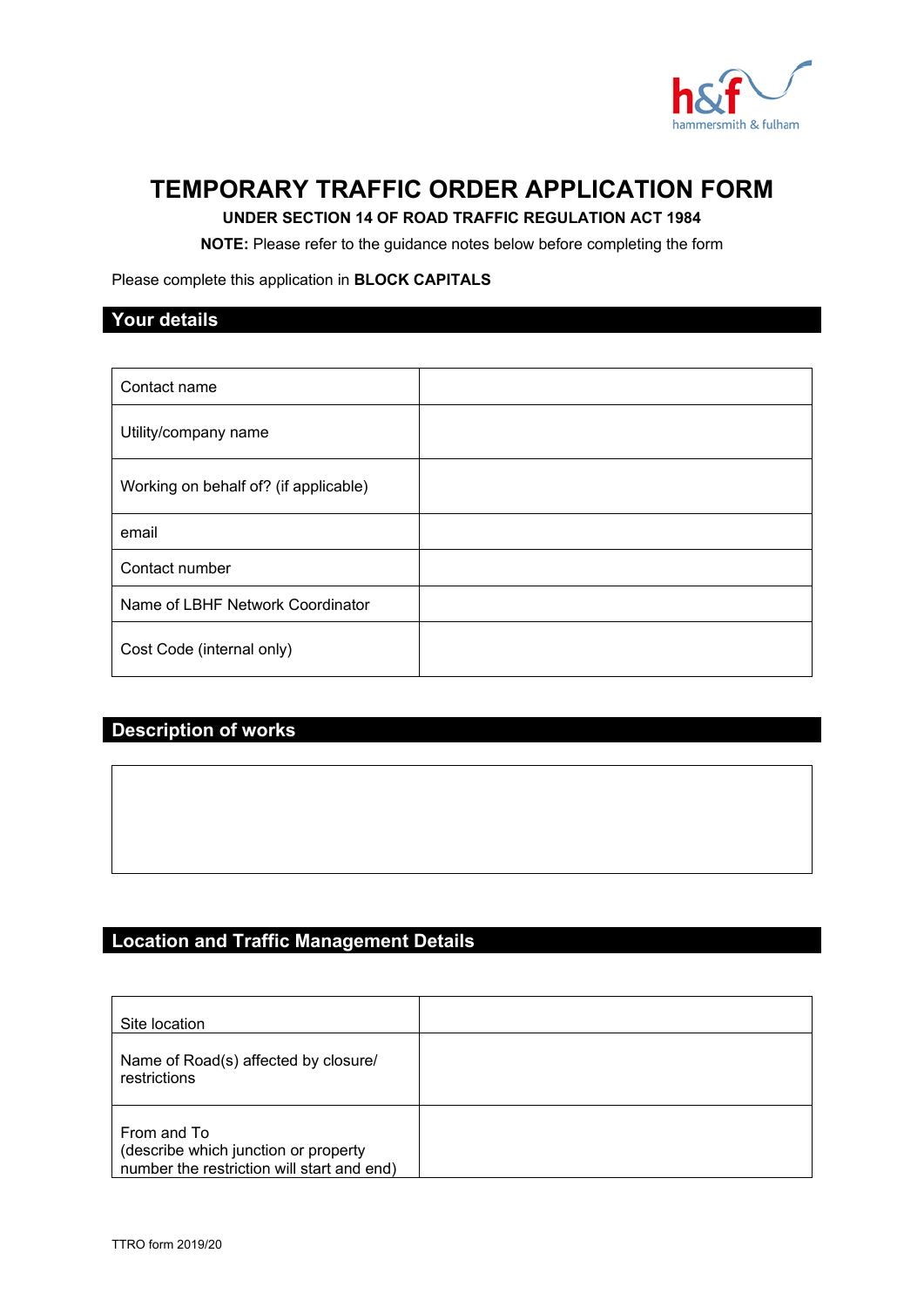# TEMPORARY TRAFFIC ORDER APPLICATION FORM

**UNDER SECTION 14 OF ROAD TRAFFIC REGULATION ACT 1984**

**NOTE:** Please refer to the guidance notes below before completing the form

Please complete this application in **BLOCK CAPITALS**

## Your details

| | |
|---|---|
| Contact name | |
| Utility/company name | |
| Working on behalf of? (if applicable) | |
| email | |
| Contact number | |
| Name of LBHF Network Coordinator | |
| Cost Code (internal only) | |

## Description of works

| |
|---|
| |

## Location and Traffic Management Details

| | |
|---|---|
| Site location | |
| Name of Road(s) affected by closure/ restrictions | |
| From and To (describe which junction or property number the restriction will start and end) | |

TTRO form 2019/20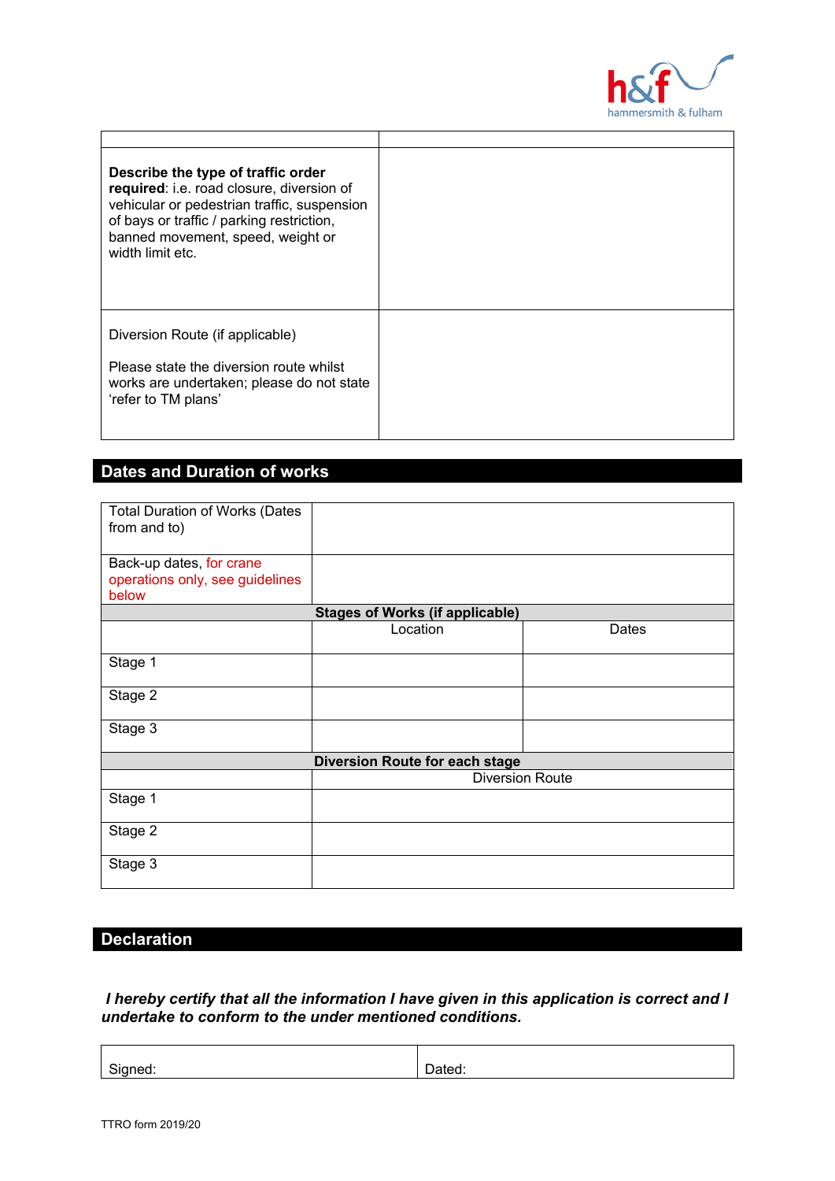| | |
|---|---|
| **Describe the type of traffic order required**: i.e. road closure, diversion of vehicular or pedestrian traffic, suspension of bays or traffic / parking restriction, banned movement, speed, weight or width limit etc. | |
| Diversion Route (if applicable)<br><br>Please state the diversion route whilst works are undertaken; please do not state 'refer to TM plans' | |

## Dates and Duration of works

| | | |
|---|---|---|
| Total Duration of Works (Dates from and to) | | |
| Back-up dates, for crane operations only, see guidelines below | | |
| **Stages of Works (if applicable)** | | |
| | Location | Dates |
| Stage 1 | | |
| Stage 2 | | |
| Stage 3 | | |
| **Diversion Route for each stage** | | |
| | Diversion Route | |
| Stage 1 | | |
| Stage 2 | | |
| Stage 3 | | |

## Declaration

***I hereby certify that all the information I have given in this application is correct and I undertake to conform to the under mentioned conditions.***

| | |
|---|---|
| Signed: | Dated: |

TTRO form 2019/20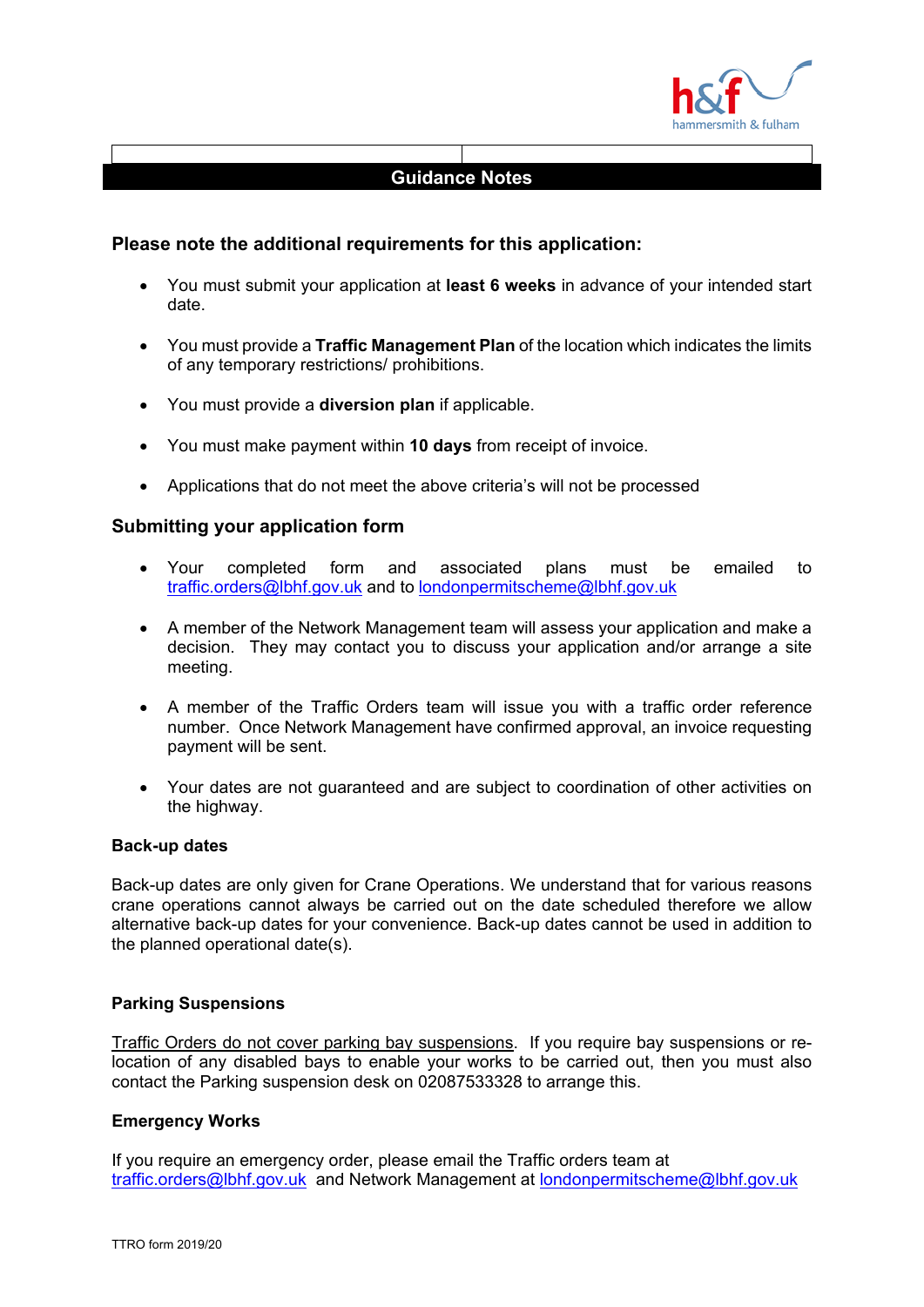## Guidance Notes

### Please note the additional requirements for this application:

- You must submit your application at **least 6 weeks** in advance of your intended start date.
- You must provide a **Traffic Management Plan** of the location which indicates the limits of any temporary restrictions/ prohibitions.
- You must provide a **diversion plan** if applicable.
- You must make payment within **10 days** from receipt of invoice.
- Applications that do not meet the above criteria's will not be processed

### Submitting your application form

- Your completed form and associated plans must be emailed to traffic.orders@lbhf.gov.uk and to londonpermitscheme@lbhf.gov.uk
- A member of the Network Management team will assess your application and make a decision. They may contact you to discuss your application and/or arrange a site meeting.
- A member of the Traffic Orders team will issue you with a traffic order reference number. Once Network Management have confirmed approval, an invoice requesting payment will be sent.
- Your dates are not guaranteed and are subject to coordination of other activities on the highway.

**Back-up dates**

Back-up dates are only given for Crane Operations. We understand that for various reasons crane operations cannot always be carried out on the date scheduled therefore we allow alternative back-up dates for your convenience. Back-up dates cannot be used in addition to the planned operational date(s).

**Parking Suspensions**

Traffic Orders do not cover parking bay suspensions. If you require bay suspensions or re-location of any disabled bays to enable your works to be carried out, then you must also contact the Parking suspension desk on 02087533328 to arrange this.

**Emergency Works**

If you require an emergency order, please email the Traffic orders team at traffic.orders@lbhf.gov.uk and Network Management at londonpermitscheme@lbhf.gov.uk

TTRO form 2019/20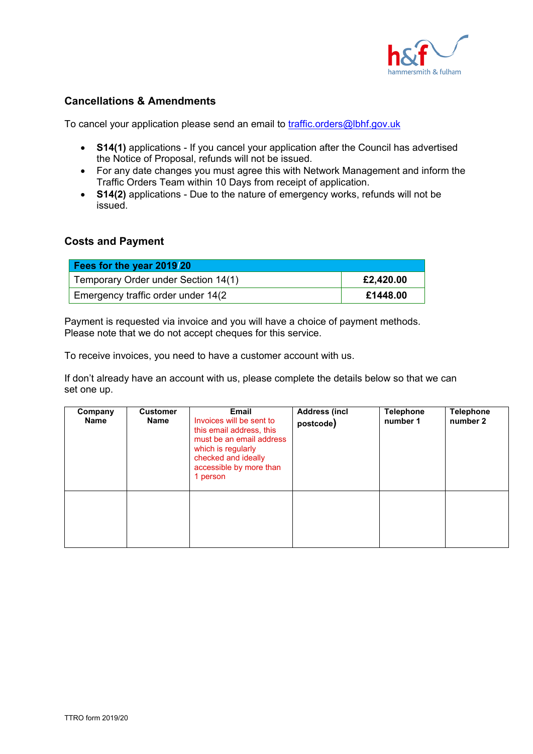## Cancellations & Amendments

To cancel your application please send an email to traffic.orders@lbhf.gov.uk

- **S14(1)** applications - If you cancel your application after the Council has advertised the Notice of Proposal, refunds will not be issued.
- For any date changes you must agree this with Network Management and inform the Traffic Orders Team within 10 Days from receipt of application.
- **S14(2)** applications - Due to the nature of emergency works, refunds will not be issued.

## Costs and Payment

| **Fees for the year 2019/20** | |
|---|---|
| Temporary Order under Section 14(1) | **£2,420.00** |
| Emergency traffic order under 14(2 | **£1448.00** |

Payment is requested via invoice and you will have a choice of payment methods. Please note that we do not accept cheques for this service.

To receive invoices, you need to have a customer account with us.

If don't already have an account with us, please complete the details below so that we can set one up.

| **Company Name** | **Customer Name** | **Email** Invoices will be sent to this email address, this must be an email address which is regularly checked and ideally accessible by more than 1 person | **Address (incl postcode)** | **Telephone number 1** | **Telephone number 2** |
|---|---|---|---|---|---|
| | | | | | |

TTRO form 2019/20